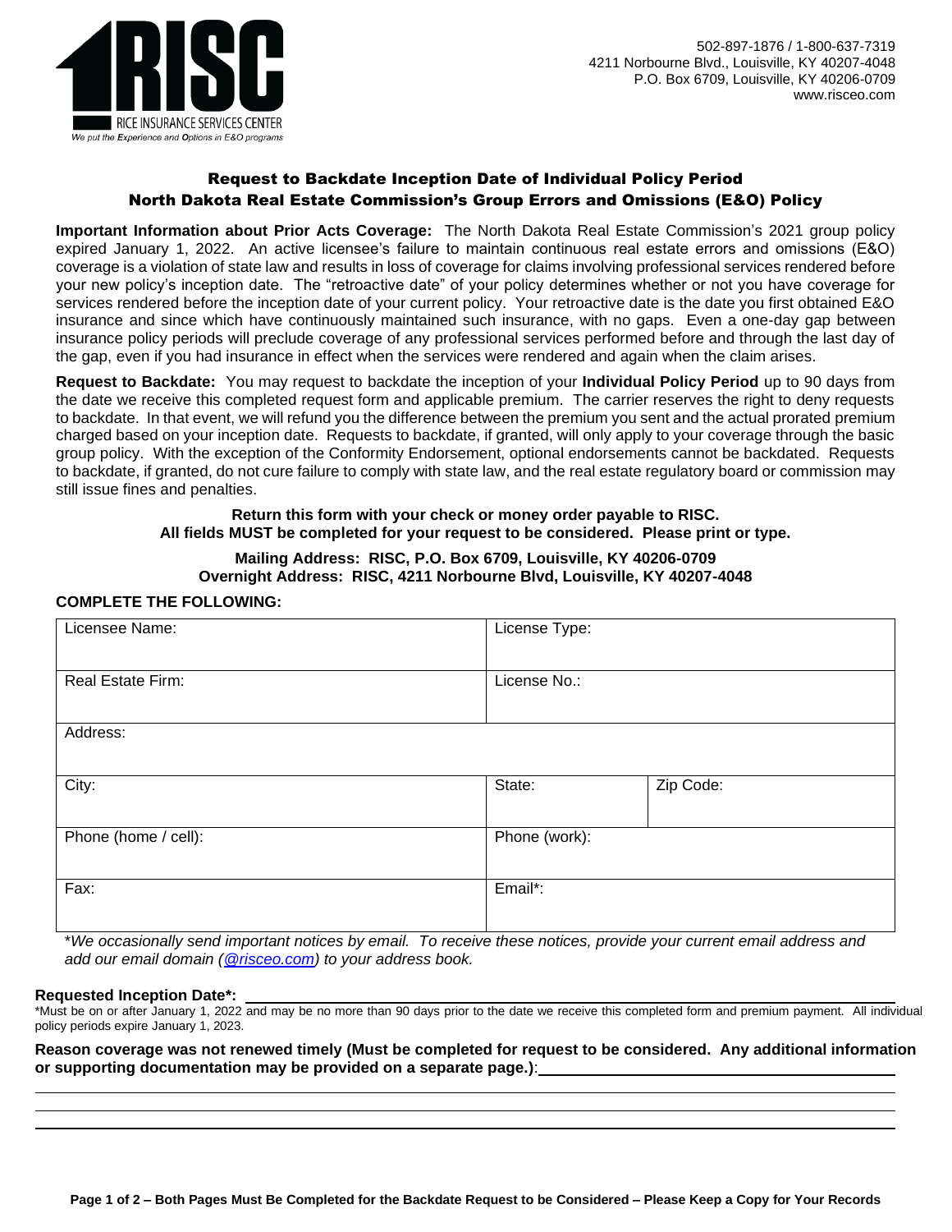**RISC**
RICE INSURANCE SERVICES CENTER
*We put the Experience and Options in E&O programs*

502-897-1876 / 1-800-637-7319
4211 Norbourne Blvd., Louisville, KY 40207-4048
P.O. Box 6709, Louisville, KY 40206-0709
www.risceo.com

## Request to Backdate Inception Date of Individual Policy Period
## North Dakota Real Estate Commission's Group Errors and Omissions (E&O) Policy

**Important Information about Prior Acts Coverage:** The North Dakota Real Estate Commission's 2021 group policy expired January 1, 2022. An active licensee's failure to maintain continuous real estate errors and omissions (E&O) coverage is a violation of state law and results in loss of coverage for claims involving professional services rendered before your new policy's inception date. The "retroactive date" of your policy determines whether or not you have coverage for services rendered before the inception date of your current policy. Your retroactive date is the date you first obtained E&O insurance and since which have continuously maintained such insurance, with no gaps. Even a one-day gap between insurance policy periods will preclude coverage of any professional services performed before and through the last day of the gap, even if you had insurance in effect when the services were rendered and again when the claim arises.

**Request to Backdate:** You may request to backdate the inception of your **Individual Policy Period** up to 90 days from the date we receive this completed request form and applicable premium. The carrier reserves the right to deny requests to backdate. In that event, we will refund you the difference between the premium you sent and the actual prorated premium charged based on your inception date. Requests to backdate, if granted, will only apply to your coverage through the basic group policy. With the exception of the Conformity Endorsement, optional endorsements cannot be backdated. Requests to backdate, if granted, do not cure failure to comply with state law, and the real estate regulatory board or commission may still issue fines and penalties.

**Return this form with your check or money order payable to RISC.**
**All fields MUST be completed for your request to be considered. Please print or type.**

**Mailing Address: RISC, P.O. Box 6709, Louisville, KY 40206-0709**
**Overnight Address: RISC, 4211 Norbourne Blvd, Louisville, KY 40207-4048**

**COMPLETE THE FOLLOWING:**

| Licensee Name: | License Type: | |
|---|---|---|
| Real Estate Firm: | License No.: | |
| Address: | | |
| City: | State: | Zip Code: |
| Phone (home / cell): | Phone (work): | |
| Fax: | Email*: | |

*\*We occasionally send important notices by email. To receive these notices, provide your current email address and add our email domain (@risceo.com) to your address book.*

**Requested Inception Date\*:** ______________________________

\*Must be on or after January 1, 2022 and may be no more than 90 days prior to the date we receive this completed form and premium payment. All individual policy periods expire January 1, 2023.

**Reason coverage was not renewed timely (Must be completed for request to be considered. Any additional information or supporting documentation may be provided on a separate page.)**: ______________________________

______________________________

______________________________

______________________________

**Page 1 of 2 – Both Pages Must Be Completed for the Backdate Request to be Considered – Please Keep a Copy for Your Records**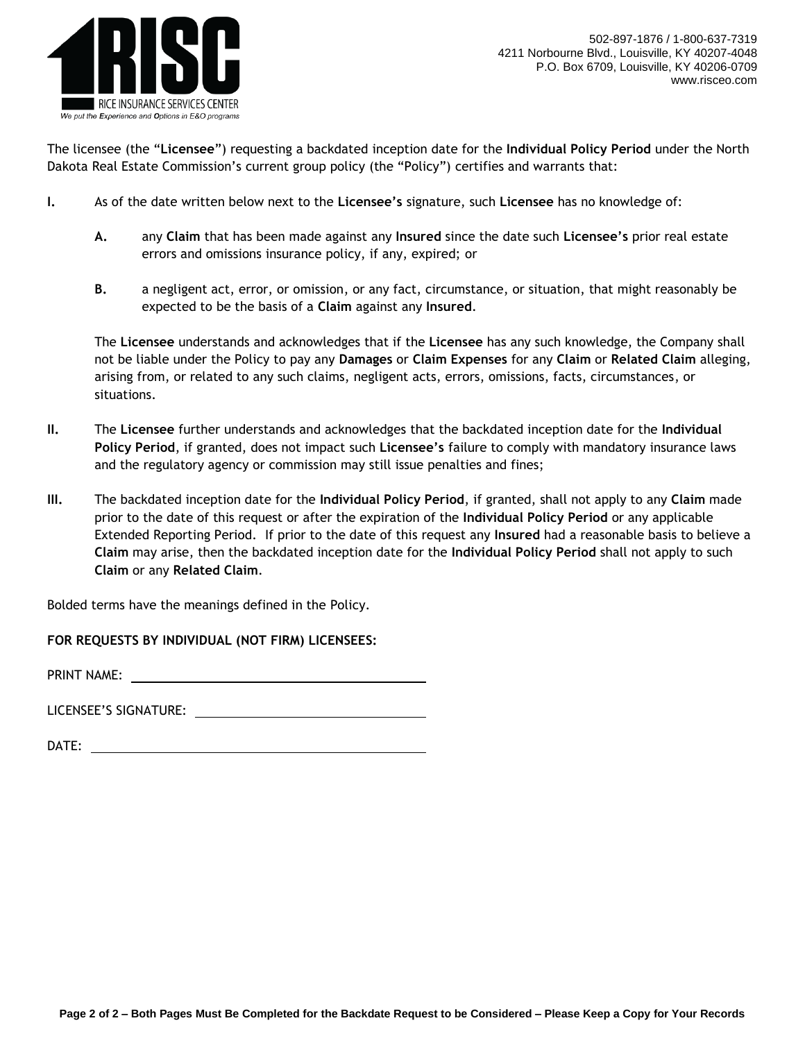502-897-1876 / 1-800-637-7319
4211 Norbourne Blvd., Louisville, KY 40207-4048
P.O. Box 6709, Louisville, KY 40206-0709
www.risceo.com

The licensee (the "**Licensee**") requesting a backdated inception date for the **Individual Policy Period** under the North Dakota Real Estate Commission's current group policy (the "Policy") certifies and warrants that:

**I.** As of the date written below next to the **Licensee's** signature, such **Licensee** has no knowledge of:

> **A.** any **Claim** that has been made against any **Insured** since the date such **Licensee's** prior real estate errors and omissions insurance policy, if any, expired; or
>
> **B.** a negligent act, error, or omission, or any fact, circumstance, or situation, that might reasonably be expected to be the basis of a **Claim** against any **Insured**.

The **Licensee** understands and acknowledges that if the **Licensee** has any such knowledge, the Company shall not be liable under the Policy to pay any **Damages** or **Claim Expenses** for any **Claim** or **Related Claim** alleging, arising from, or related to any such claims, negligent acts, errors, omissions, facts, circumstances, or situations.

**II.** The **Licensee** further understands and acknowledges that the backdated inception date for the **Individual Policy Period**, if granted, does not impact such **Licensee's** failure to comply with mandatory insurance laws and the regulatory agency or commission may still issue penalties and fines;

**III.** The backdated inception date for the **Individual Policy Period**, if granted, shall not apply to any **Claim** made prior to the date of this request or after the expiration of the **Individual Policy Period** or any applicable Extended Reporting Period. If prior to the date of this request any **Insured** had a reasonable basis to believe a **Claim** may arise, then the backdated inception date for the **Individual Policy Period** shall not apply to such **Claim** or any **Related Claim**.

Bolded terms have the meanings defined in the Policy.

**FOR REQUESTS BY INDIVIDUAL (NOT FIRM) LICENSEES:**

PRINT NAME: ________________________________

LICENSEE'S SIGNATURE: ________________________

DATE: ____________________________________